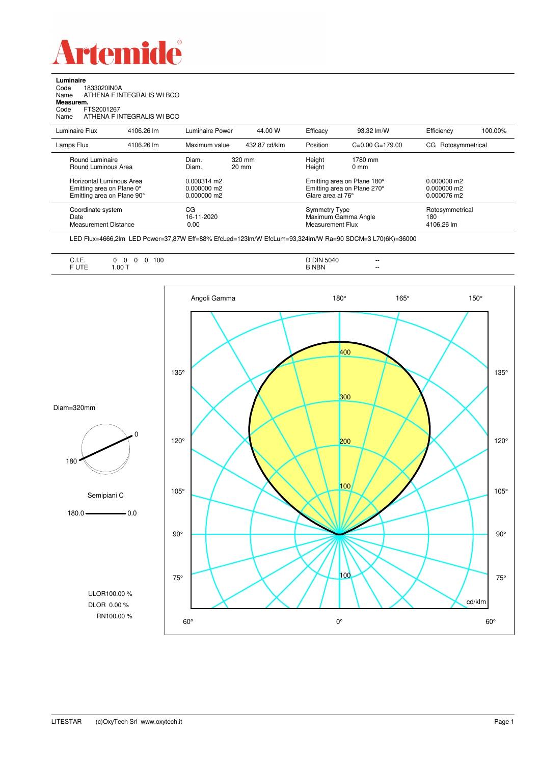# Artemide

**Luminaire**
Code 1833020IN0A
Name ATHENA F INTEGRALIS WI BCO
**Measurem.**
Code FTS2001267
Name ATHENA F INTEGRALIS WI BCO

| Luminaire Flux | 4106.26 lm | Luminaire Power | 44.00 W | Efficacy | 93.32 lm/W | Efficiency | 100.00% |
|---|---|---|---|---|---|---|---|
| Lamps Flux | 4106.26 lm | Maximum value | 432.87 cd/klm | Position | C=0.00 G=179.00 | CG Rotosymmetrical | |

| | | | |
|---|---|---|---|
| Round Luminaire | Diam. 320 mm | Height 1780 mm | |
| Round Luminous Area | Diam. 20 mm | Height 0 mm | |
| Horizontal Luminous Area | 0.000314 m2 | Emitting area on Plane 180° | 0.000000 m2 |
| Emitting area on Plane 0° | 0.000000 m2 | Emitting area on Plane 270° | 0.000000 m2 |
| Emitting area on Plane 90° | 0.000000 m2 | Glare area at 76° | 0.000076 m2 |
| Coordinate system | CG | Symmetry Type | Rotosymmetrical |
| Date | 16-11-2020 | Maximum Gamma Angle | 180 |
| Measurement Distance | 0.00 | Measurement Flux | 4106.26 lm |

LED Flux=4666,2lm LED Power=37,87W Eff=88% EfcLed=123lm/W EfcLum=93,324lm/W Ra=90 SDCM=3 L70(6K)=36000

| | | | |
|---|---|---|---|
| C.I.E. | 0 0 0 0 100 | D DIN 5040 | -- |
| F UTE | 1.00 T | B NBN | -- |

Diam=320mm

Semipiani C

180.0 — 0.0

ULOR100.00 %
DLOR 0.00 %
RN100.00 %

Angoli Gamma 180° 165° 150° 135° 120° 105° 90° 75° 60° 0° 60°

400 300 200 100 100 cd/klm

LITESTAR (c)OxyTech Srl www.oxytech.it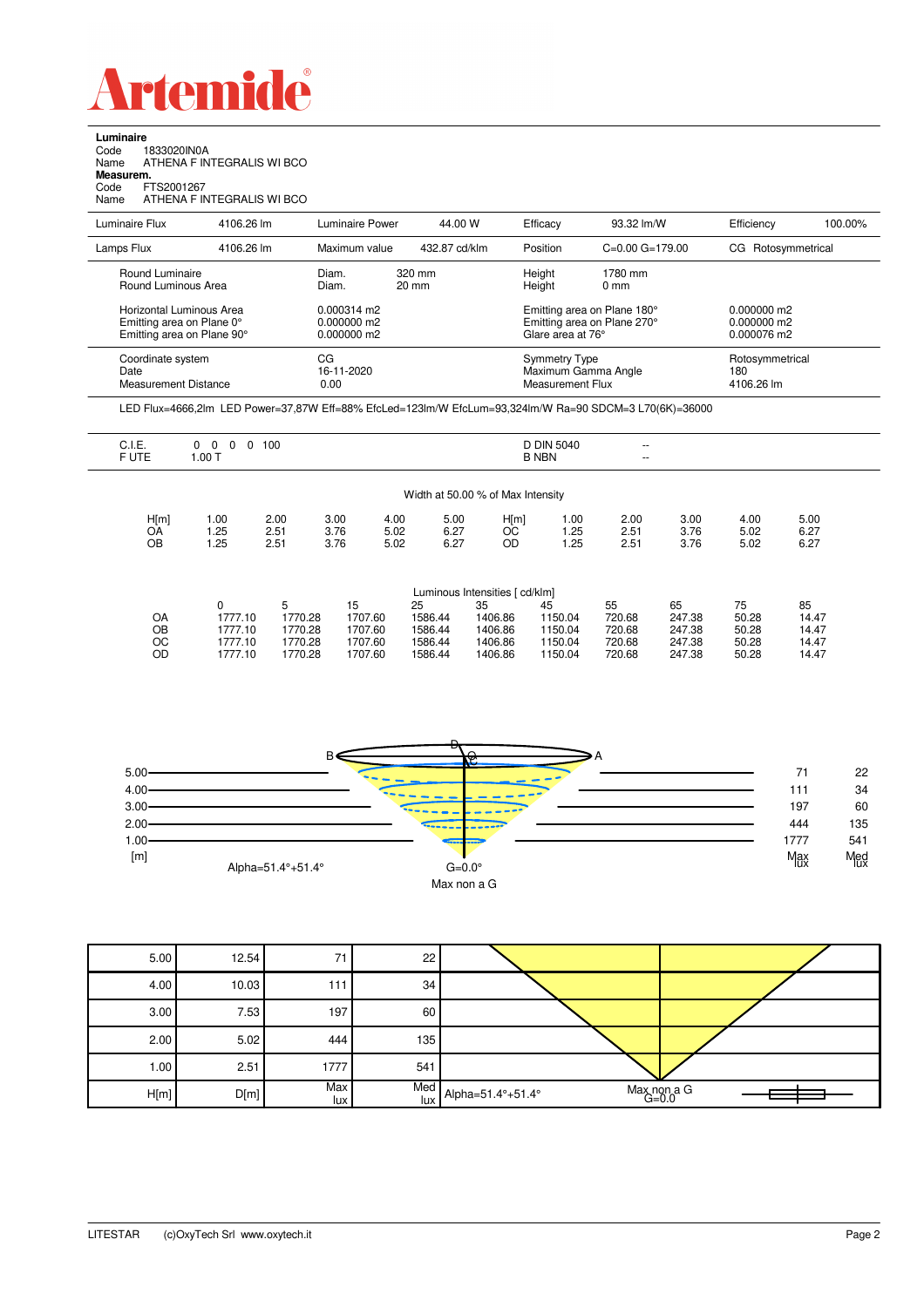# Artemide

**Luminaire**
Code 1833020IN0A
Name ATHENA F INTEGRALIS WI BCO
**Measurem.**
Code FTS2001267
Name ATHENA F INTEGRALIS WI BCO

| | | | | | | | |
|---|---|---|---|---|---|---|---|
| Luminaire Flux | 4106.26 lm | Luminaire Power | 44.00 W | Efficacy | 93.32 lm/W | Efficiency | 100.00% |
| Lamps Flux | 4106.26 lm | Maximum value | 432.87 cd/klm | Position | C=0.00 G=179.00 | CG Rotosymmetrical | |

| | | | | | | |
|---|---|---|---|---|---|---|
| Round Luminaire | Diam. | 320 mm | Height | 1780 mm | | |
| Round Luminous Area | Diam. | 20 mm | Height | 0 mm | | |
| Horizontal Luminous Area | 0.000314 m2 | | Emitting area on Plane 180° | | 0.000000 m2 | |
| Emitting area on Plane 0° | 0.000000 m2 | | Emitting area on Plane 270° | | 0.000000 m2 | |
| Emitting area on Plane 90° | 0.000000 m2 | | Glare area at 76° | | 0.000076 m2 | |

| | | | |
|---|---|---|---|
| Coordinate system | CG | Symmetry Type | Rotosymmetrical |
| Date | 16-11-2020 | Maximum Gamma Angle | 180 |
| Measurement Distance | 0.00 | Measurement Flux | 4106.26 lm |

LED Flux=4666,2lm LED Power=37,87W Eff=88% EfcLed=123lm/W EfcLum=93,324lm/W Ra=90 SDCM=3 L70(6K)=36000

| | | | |
|---|---|---|---|
| C.I.E. | 0 0 0 0 100 | D DIN 5040 | -- |
| F UTE | 1.00 T | B NBN | -- |

Width at 50.00 % of Max Intensity

| H[m] | 1.00 | 2.00 | 3.00 | 4.00 | 5.00 | H[m] | 1.00 | 2.00 | 3.00 | 4.00 | 5.00 |
|---|---|---|---|---|---|---|---|---|---|---|---|
| OA | 1.25 | 2.51 | 3.76 | 5.02 | 6.27 | OC | 1.25 | 2.51 | 3.76 | 5.02 | 6.27 |
| OB | 1.25 | 2.51 | 3.76 | 5.02 | 6.27 | OD | 1.25 | 2.51 | 3.76 | 5.02 | 6.27 |

Luminous Intensities [ cd/klm]

| | 0 | 5 | 15 | 25 | 35 | 45 | 55 | 65 | 75 | 85 |
|---|---|---|---|---|---|---|---|---|---|---|
| OA | 1777.10 | 1770.28 | 1707.60 | 1586.44 | 1406.86 | 1150.04 | 720.68 | 247.38 | 50.28 | 14.47 |
| OB | 1777.10 | 1770.28 | 1707.60 | 1586.44 | 1406.86 | 1150.04 | 720.68 | 247.38 | 50.28 | 14.47 |
| OC | 1777.10 | 1770.28 | 1707.60 | 1586.44 | 1406.86 | 1150.04 | 720.68 | 247.38 | 50.28 | 14.47 |
| OD | 1777.10 | 1770.28 | 1707.60 | 1586.44 | 1406.86 | 1150.04 | 720.68 | 247.38 | 50.28 | 14.47 |

5.00 4.00 3.00 2.00 1.00 [m]
B D C A
71 22
111 34
197 60
444 135
1777 541
Max lux Med lux
Alpha=51.4°+51.4°
G=0.0°
Max non a G

| H[m] | D[m] | Max lux | Med lux |
|---|---|---|---|
| 5.00 | 12.54 | 71 | 22 |
| 4.00 | 10.03 | 111 | 34 |
| 3.00 | 7.53 | 197 | 60 |
| 2.00 | 5.02 | 444 | 135 |
| 1.00 | 2.51 | 1777 | 541 |

Alpha=51.4°+51.4°
Max non a G
G=0.0

LITESTAR (c)OxyTech Srl www.oxytech.it